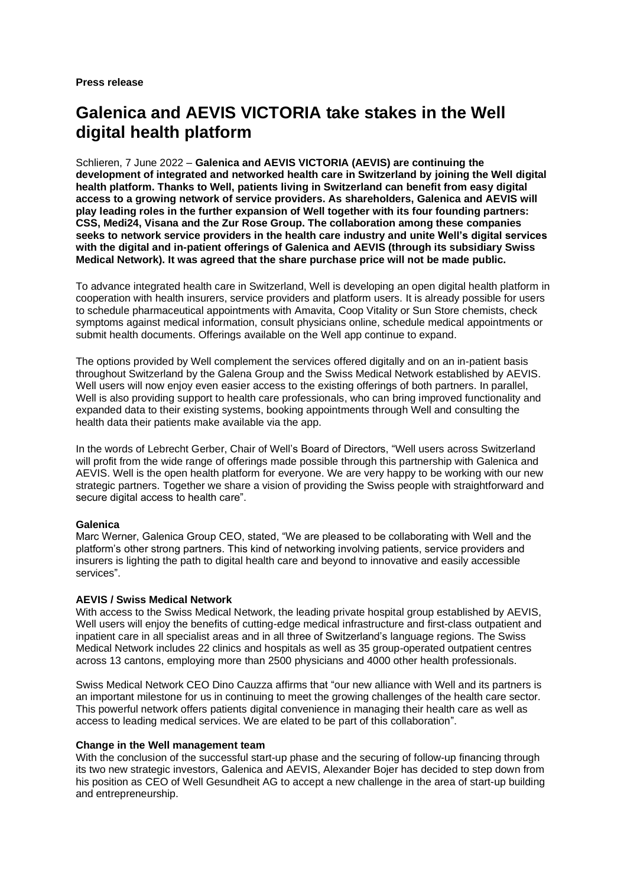**Press release**

# Galenica and AEVIS VICTORIA take stakes in the Well digital health platform

Schlieren, 7 June 2022 – **Galenica and AEVIS VICTORIA (AEVIS) are continuing the development of integrated and networked health care in Switzerland by joining the Well digital health platform. Thanks to Well, patients living in Switzerland can benefit from easy digital access to a growing network of service providers. As shareholders, Galenica and AEVIS will play leading roles in the further expansion of Well together with its four founding partners: CSS, Medi24, Visana and the Zur Rose Group. The collaboration among these companies seeks to network service providers in the health care industry and unite Well's digital services with the digital and in-patient offerings of Galenica and AEVIS (through its subsidiary Swiss Medical Network). It was agreed that the share purchase price will not be made public.**

To advance integrated health care in Switzerland, Well is developing an open digital health platform in cooperation with health insurers, service providers and platform users. It is already possible for users to schedule pharmaceutical appointments with Amavita, Coop Vitality or Sun Store chemists, check symptoms against medical information, consult physicians online, schedule medical appointments or submit health documents. Offerings available on the Well app continue to expand.

The options provided by Well complement the services offered digitally and on an in-patient basis throughout Switzerland by the Galena Group and the Swiss Medical Network established by AEVIS. Well users will now enjoy even easier access to the existing offerings of both partners. In parallel, Well is also providing support to health care professionals, who can bring improved functionality and expanded data to their existing systems, booking appointments through Well and consulting the health data their patients make available via the app.

In the words of Lebrecht Gerber, Chair of Well's Board of Directors, "Well users across Switzerland will profit from the wide range of offerings made possible through this partnership with Galenica and AEVIS. Well is the open health platform for everyone. We are very happy to be working with our new strategic partners. Together we share a vision of providing the Swiss people with straightforward and secure digital access to health care".

**Galenica**

Marc Werner, Galenica Group CEO, stated, "We are pleased to be collaborating with Well and the platform's other strong partners. This kind of networking involving patients, service providers and insurers is lighting the path to digital health care and beyond to innovative and easily accessible services".

**AEVIS / Swiss Medical Network**

With access to the Swiss Medical Network, the leading private hospital group established by AEVIS, Well users will enjoy the benefits of cutting-edge medical infrastructure and first-class outpatient and inpatient care in all specialist areas and in all three of Switzerland's language regions. The Swiss Medical Network includes 22 clinics and hospitals as well as 35 group-operated outpatient centres across 13 cantons, employing more than 2500 physicians and 4000 other health professionals.

Swiss Medical Network CEO Dino Cauzza affirms that "our new alliance with Well and its partners is an important milestone for us in continuing to meet the growing challenges of the health care sector. This powerful network offers patients digital convenience in managing their health care as well as access to leading medical services. We are elated to be part of this collaboration".

**Change in the Well management team**

With the conclusion of the successful start-up phase and the securing of follow-up financing through its two new strategic investors, Galenica and AEVIS, Alexander Bojer has decided to step down from his position as CEO of Well Gesundheit AG to accept a new challenge in the area of start-up building and entrepreneurship.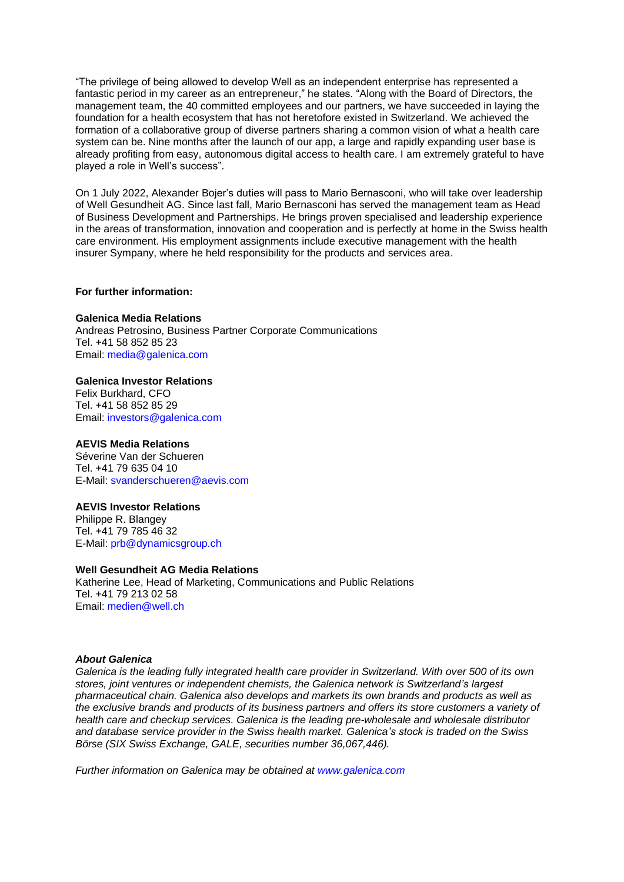"The privilege of being allowed to develop Well as an independent enterprise has represented a fantastic period in my career as an entrepreneur," he states. "Along with the Board of Directors, the management team, the 40 committed employees and our partners, we have succeeded in laying the foundation for a health ecosystem that has not heretofore existed in Switzerland. We achieved the formation of a collaborative group of diverse partners sharing a common vision of what a health care system can be. Nine months after the launch of our app, a large and rapidly expanding user base is already profiting from easy, autonomous digital access to health care. I am extremely grateful to have played a role in Well's success".

On 1 July 2022, Alexander Bojer's duties will pass to Mario Bernasconi, who will take over leadership of Well Gesundheit AG. Since last fall, Mario Bernasconi has served the management team as Head of Business Development and Partnerships. He brings proven specialised and leadership experience in the areas of transformation, innovation and cooperation and is perfectly at home in the Swiss health care environment. His employment assignments include executive management with the health insurer Sympany, where he held responsibility for the products and services area.

**For further information:**

**Galenica Media Relations**
Andreas Petrosino, Business Partner Corporate Communications
Tel. +41 58 852 85 23
Email: media@galenica.com

**Galenica Investor Relations**
Felix Burkhard, CFO
Tel. +41 58 852 85 29
Email: investors@galenica.com

**AEVIS Media Relations**
Séverine Van der Schueren
Tel. +41 79 635 04 10
E-Mail: svanderschueren@aevis.com

**AEVIS Investor Relations**
Philippe R. Blangey
Tel. +41 79 785 46 32
E-Mail: prb@dynamicsgroup.ch

**Well Gesundheit AG Media Relations**
Katherine Lee, Head of Marketing, Communications and Public Relations
Tel. +41 79 213 02 58
Email: medien@well.ch

***About Galenica***

*Galenica is the leading fully integrated health care provider in Switzerland. With over 500 of its own stores, joint ventures or independent chemists, the Galenica network is Switzerland's largest pharmaceutical chain. Galenica also develops and markets its own brands and products as well as the exclusive brands and products of its business partners and offers its store customers a variety of health care and checkup services. Galenica is the leading pre-wholesale and wholesale distributor and database service provider in the Swiss health market. Galenica's stock is traded on the Swiss Börse (SIX Swiss Exchange, GALE, securities number 36,067,446).*

*Further information on Galenica may be obtained at www.galenica.com*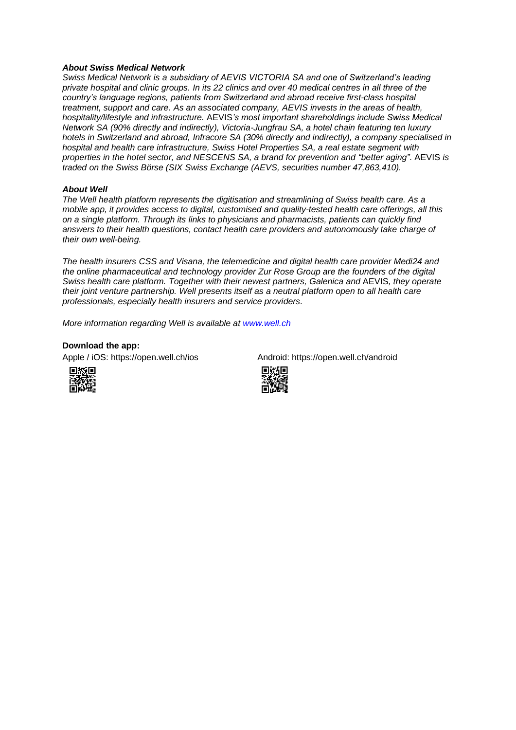***About Swiss Medical Network***

*Swiss Medical Network is a subsidiary of AEVIS VICTORIA SA and one of Switzerland's leading private hospital and clinic groups. In its 22 clinics and over 40 medical centres in all three of the country's language regions, patients from Switzerland and abroad receive first-class hospital treatment, support and care. As an associated company, AEVIS invests in the areas of health, hospitality/lifestyle and infrastructure.* AEVIS*'s most important shareholdings include Swiss Medical Network SA (90% directly and indirectly), Victoria-Jungfrau SA, a hotel chain featuring ten luxury hotels in Switzerland and abroad, Infracore SA (30% directly and indirectly), a company specialised in hospital and health care infrastructure, Swiss Hotel Properties SA, a real estate segment with properties in the hotel sector, and NESCENS SA, a brand for prevention and "better aging".* AEVIS *is traded on the Swiss Börse (SIX Swiss Exchange (AEVS, securities number 47,863,410).*

***About Well***

*The Well health platform represents the digitisation and streamlining of Swiss health care. As a mobile app, it provides access to digital, customised and quality-tested health care offerings, all this on a single platform. Through its links to physicians and pharmacists, patients can quickly find answers to their health questions, contact health care providers and autonomously take charge of their own well-being.*

*The health insurers CSS and Visana, the telemedicine and digital health care provider Medi24 and the online pharmaceutical and technology provider Zur Rose Group are the founders of the digital Swiss health care platform. Together with their newest partners, Galenica and* AEVIS*, they operate their joint venture partnership. Well presents itself as a neutral platform open to all health care professionals, especially health insurers and service providers.*

*More information regarding Well is available at www.well.ch*

**Download the app:**

Apple / iOS: https://open.well.ch/ios

Android: https://open.well.ch/android